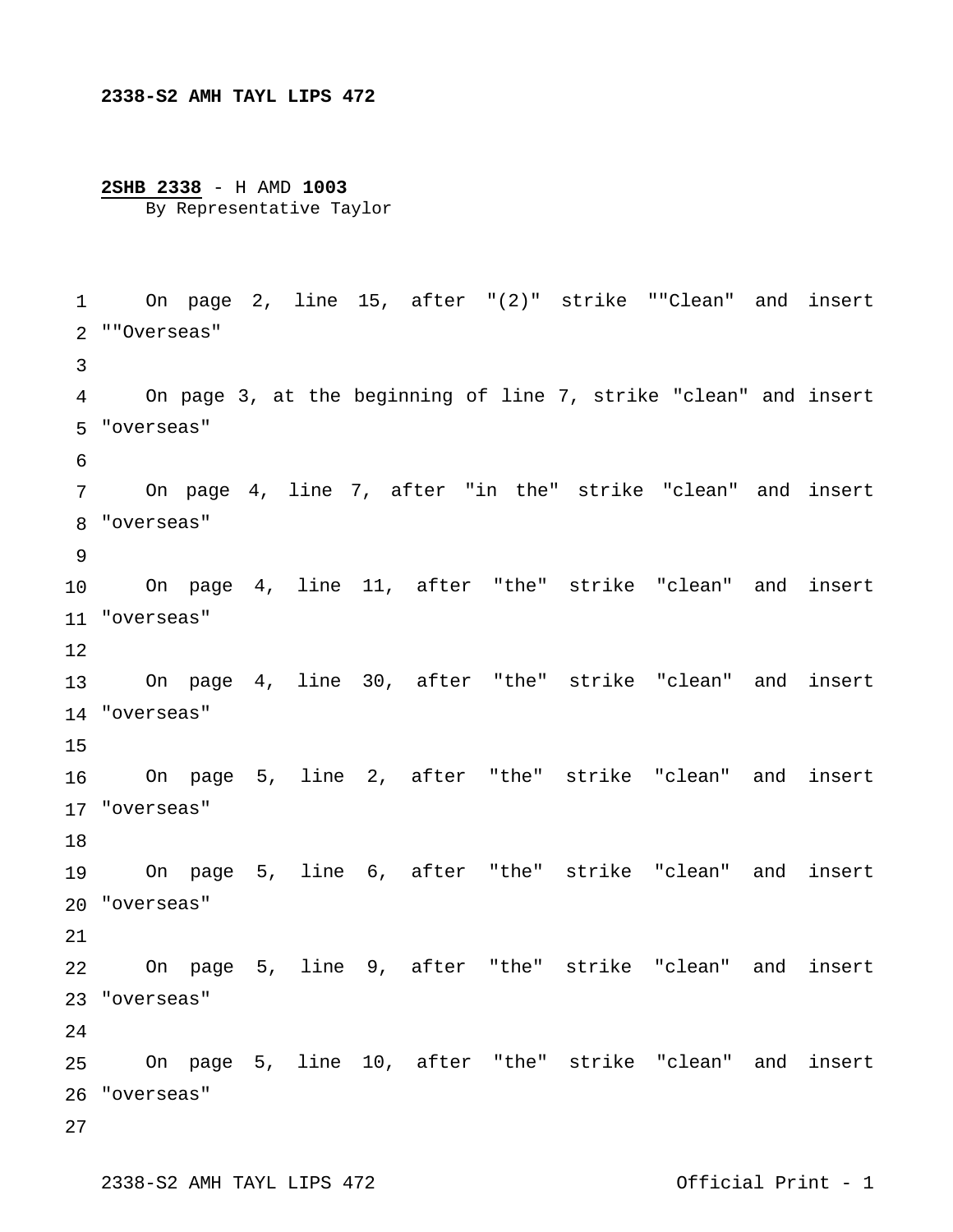**2338-S2 AMH TAYL LIPS 472**

**2SHB 2338** - H AMD **1003**
By Representative Taylor

On page 2, line 15, after "(2)" strike ""Clean" and insert ""Overseas"

On page 3, at the beginning of line 7, strike "clean" and insert "overseas"

On page 4, line 7, after "in the" strike "clean" and insert "overseas"

On page 4, line 11, after "the" strike "clean" and insert "overseas"

On page 4, line 30, after "the" strike "clean" and insert "overseas"

On page 5, line 2, after "the" strike "clean" and insert "overseas"

On page 5, line 6, after "the" strike "clean" and insert "overseas"

On page 5, line 9, after "the" strike "clean" and insert "overseas"

On page 5, line 10, after "the" strike "clean" and insert "overseas"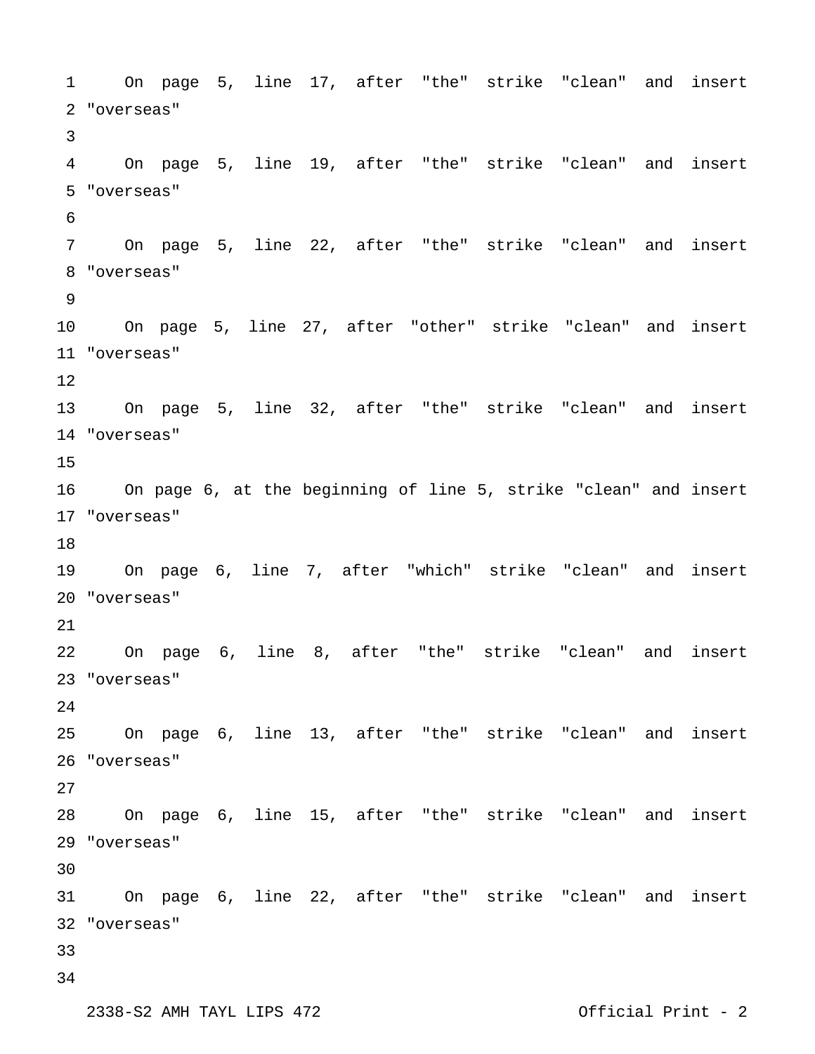On page 5, line 17, after "the" strike "clean" and insert "overseas"

On page 5, line 19, after "the" strike "clean" and insert "overseas"

On page 5, line 22, after "the" strike "clean" and insert "overseas"

On page 5, line 27, after "other" strike "clean" and insert "overseas"

On page 5, line 32, after "the" strike "clean" and insert "overseas"

On page 6, at the beginning of line 5, strike "clean" and insert "overseas"

On page 6, line 7, after "which" strike "clean" and insert "overseas"

On page 6, line 8, after "the" strike "clean" and insert "overseas"

On page 6, line 13, after "the" strike "clean" and insert "overseas"

On page 6, line 15, after "the" strike "clean" and insert "overseas"

On page 6, line 22, after "the" strike "clean" and insert "overseas"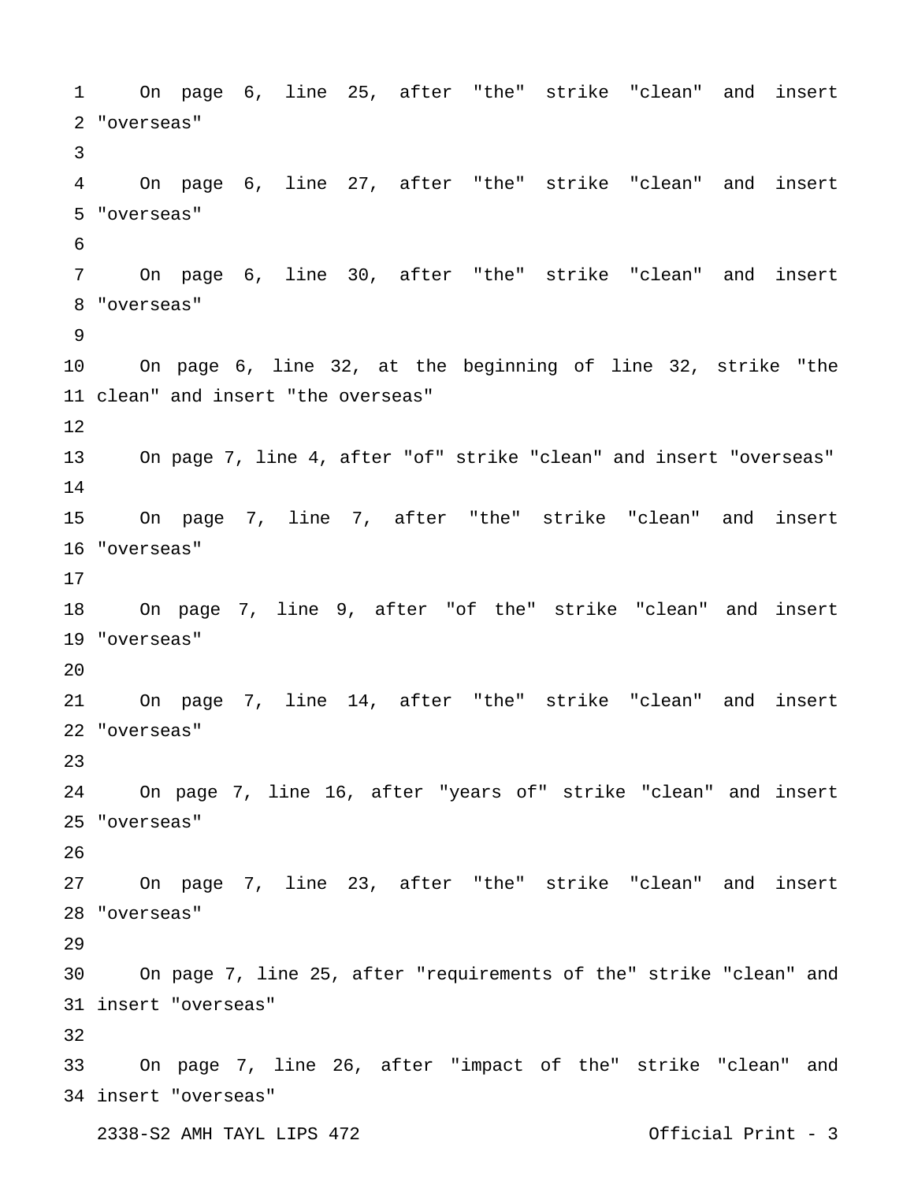On page 6, line 25, after "the" strike "clean" and insert "overseas"

On page 6, line 27, after "the" strike "clean" and insert "overseas"

On page 6, line 30, after "the" strike "clean" and insert "overseas"

On page 6, line 32, at the beginning of line 32, strike "the clean" and insert "the overseas"

On page 7, line 4, after "of" strike "clean" and insert "overseas"

On page 7, line 7, after "the" strike "clean" and insert "overseas"

On page 7, line 9, after "of the" strike "clean" and insert "overseas"

On page 7, line 14, after "the" strike "clean" and insert "overseas"

On page 7, line 16, after "years of" strike "clean" and insert "overseas"

On page 7, line 23, after "the" strike "clean" and insert "overseas"

On page 7, line 25, after "requirements of the" strike "clean" and insert "overseas"

On page 7, line 26, after "impact of the" strike "clean" and insert "overseas"

2338-S2 AMH TAYL LIPS 472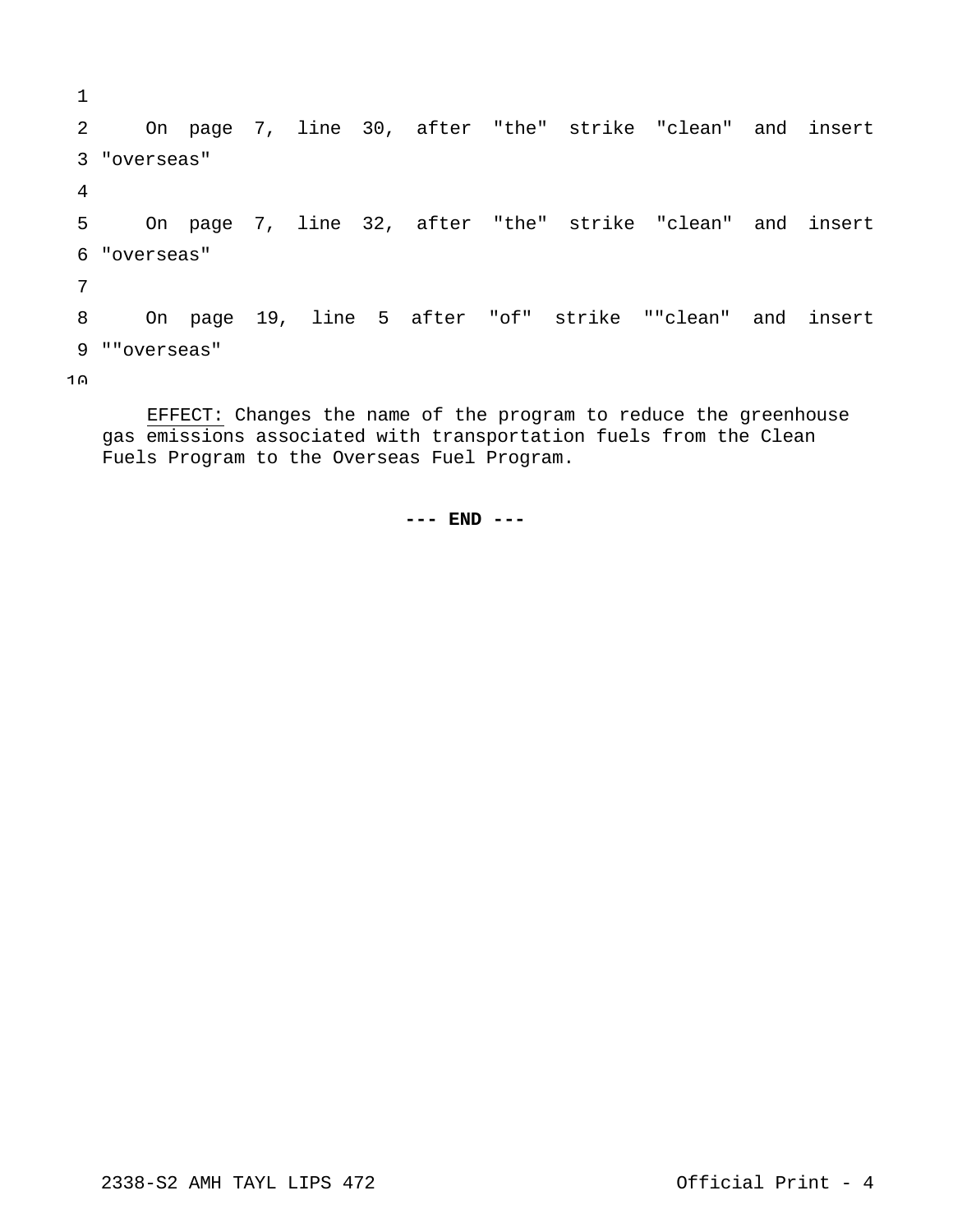On page 7, line 30, after "the" strike "clean" and insert "overseas"

On page 7, line 32, after "the" strike "clean" and insert "overseas"

On page 19, line 5 after "of" strike ""clean" and insert ""overseas"

EFFECT: Changes the name of the program to reduce the greenhouse gas emissions associated with transportation fuels from the Clean Fuels Program to the Overseas Fuel Program.

**--- END ---**